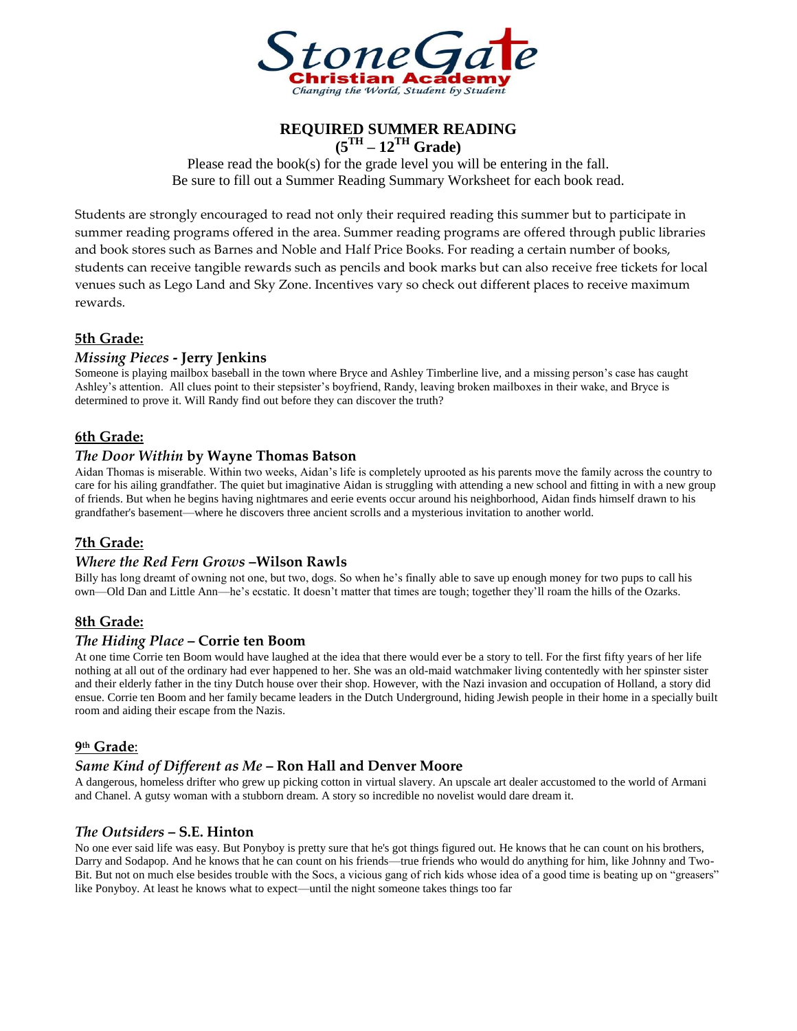StoneGate
Christian Academy
*Changing the World, Student by Student*

## REQUIRED SUMMER READING
## ($5^{TH}$ – $12^{TH}$ Grade)

Please read the book(s) for the grade level you will be entering in the fall.
Be sure to fill out a Summer Reading Summary Worksheet for each book read.

Students are strongly encouraged to read not only their required reading this summer but to participate in summer reading programs offered in the area. Summer reading programs are offered through public libraries and book stores such as Barnes and Noble and Half Price Books. For reading a certain number of books, students can receive tangible rewards such as pencils and book marks but can also receive free tickets for local venues such as Lego Land and Sky Zone. Incentives vary so check out different places to receive maximum rewards.

### 5th Grade:

#### *Missing Pieces* - Jerry Jenkins

Someone is playing mailbox baseball in the town where Bryce and Ashley Timberline live, and a missing person's case has caught Ashley's attention. All clues point to their stepsister's boyfriend, Randy, leaving broken mailboxes in their wake, and Bryce is determined to prove it. Will Randy find out before they can discover the truth?

### 6th Grade:

#### *The Door Within* by Wayne Thomas Batson

Aidan Thomas is miserable. Within two weeks, Aidan's life is completely uprooted as his parents move the family across the country to care for his ailing grandfather. The quiet but imaginative Aidan is struggling with attending a new school and fitting in with a new group of friends. But when he begins having nightmares and eerie events occur around his neighborhood, Aidan finds himself drawn to his grandfather's basement—where he discovers three ancient scrolls and a mysterious invitation to another world.

### 7th Grade:

#### *Where the Red Fern Grows* –Wilson Rawls

Billy has long dreamt of owning not one, but two, dogs. So when he's finally able to save up enough money for two pups to call his own—Old Dan and Little Ann—he's ecstatic. It doesn't matter that times are tough; together they'll roam the hills of the Ozarks.

### 8th Grade:

#### *The Hiding Place* – Corrie ten Boom

At one time Corrie ten Boom would have laughed at the idea that there would ever be a story to tell. For the first fifty years of her life nothing at all out of the ordinary had ever happened to her. She was an old-maid watchmaker living contentedly with her spinster sister and their elderly father in the tiny Dutch house over their shop. However, with the Nazi invasion and occupation of Holland, a story did ensue. Corrie ten Boom and her family became leaders in the Dutch Underground, hiding Jewish people in their home in a specially built room and aiding their escape from the Nazis.

### 9th Grade:

#### *Same Kind of Different as Me* – Ron Hall and Denver Moore

A dangerous, homeless drifter who grew up picking cotton in virtual slavery. An upscale art dealer accustomed to the world of Armani and Chanel. A gutsy woman with a stubborn dream. A story so incredible no novelist would dare dream it.

#### *The Outsiders* – S.E. Hinton

No one ever said life was easy. But Ponyboy is pretty sure that he's got things figured out. He knows that he can count on his brothers, Darry and Sodapop. And he knows that he can count on his friends—true friends who would do anything for him, like Johnny and Two-Bit. But not on much else besides trouble with the Socs, a vicious gang of rich kids whose idea of a good time is beating up on "greasers" like Ponyboy. At least he knows what to expect—until the night someone takes things too far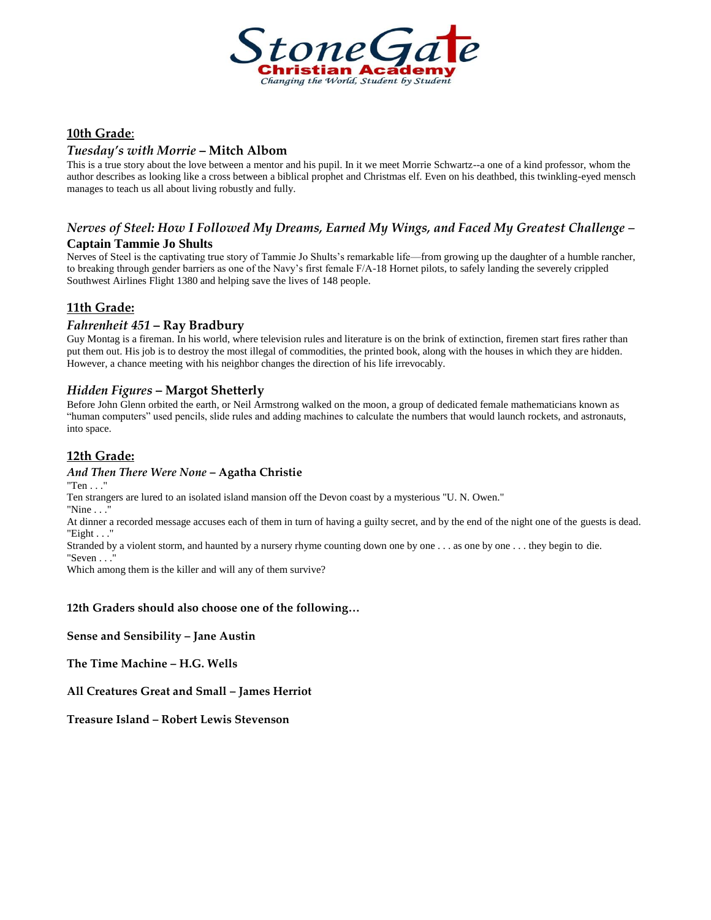## 10th Grade:

### *Tuesday's with Morrie* – Mitch Albom

This is a true story about the love between a mentor and his pupil. In it we meet Morrie Schwartz--a one of a kind professor, whom the author describes as looking like a cross between a biblical prophet and Christmas elf. Even on his deathbed, this twinkling-eyed mensch manages to teach us all about living robustly and fully.

### *Nerves of Steel: How I Followed My Dreams, Earned My Wings, and Faced My Greatest Challenge* – Captain Tammie Jo Shults

Nerves of Steel is the captivating true story of Tammie Jo Shults's remarkable life—from growing up the daughter of a humble rancher, to breaking through gender barriers as one of the Navy's first female F/A-18 Hornet pilots, to safely landing the severely crippled Southwest Airlines Flight 1380 and helping save the lives of 148 people.

## 11th Grade:

### *Fahrenheit 451* – Ray Bradbury

Guy Montag is a fireman. In his world, where television rules and literature is on the brink of extinction, firemen start fires rather than put them out. His job is to destroy the most illegal of commodities, the printed book, along with the houses in which they are hidden. However, a chance meeting with his neighbor changes the direction of his life irrevocably.

### *Hidden Figures* – Margot Shetterly

Before John Glenn orbited the earth, or Neil Armstrong walked on the moon, a group of dedicated female mathematicians known as "human computers" used pencils, slide rules and adding machines to calculate the numbers that would launch rockets, and astronauts, into space.

## 12th Grade:

### *And Then There Were None* – Agatha Christie

"Ten . . ."
Ten strangers are lured to an isolated island mansion off the Devon coast by a mysterious "U. N. Owen."
"Nine . . ."
At dinner a recorded message accuses each of them in turn of having a guilty secret, and by the end of the night one of the guests is dead.
"Eight . . ."
Stranded by a violent storm, and haunted by a nursery rhyme counting down one by one . . . as one by one . . . they begin to die.
"Seven . . ."
Which among them is the killer and will any of them survive?

**12th Graders should also choose one of the following…**

**Sense and Sensibility – Jane Austin**

**The Time Machine – H.G. Wells**

**All Creatures Great and Small – James Herriot**

**Treasure Island – Robert Lewis Stevenson**